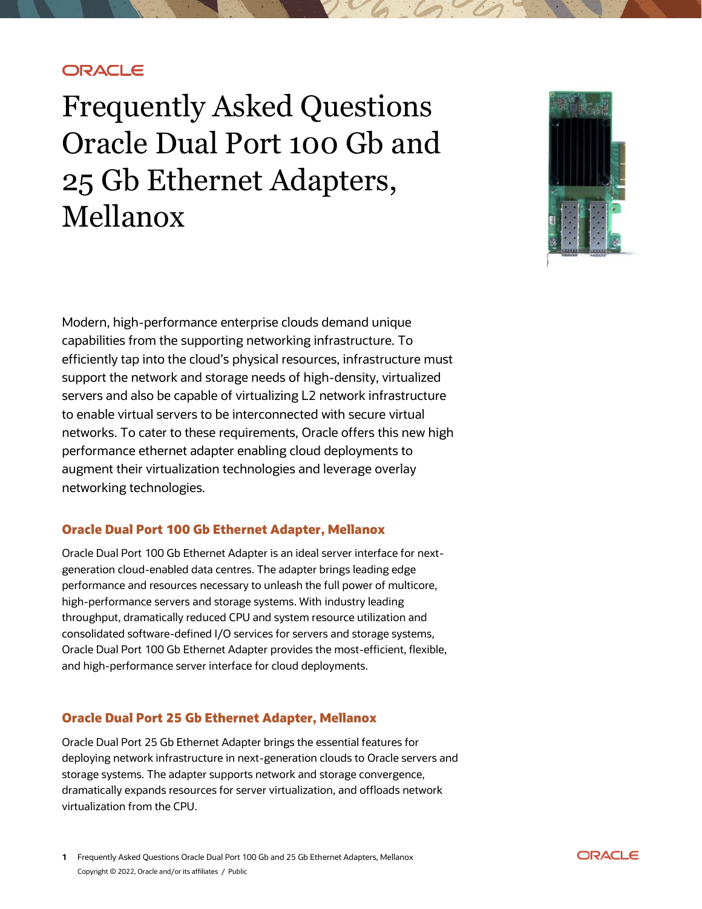ORACLE

# Frequently Asked Questions Oracle Dual Port 100 Gb and 25 Gb Ethernet Adapters, Mellanox

Modern, high-performance enterprise clouds demand unique capabilities from the supporting networking infrastructure. To efficiently tap into the cloud's physical resources, infrastructure must support the network and storage needs of high-density, virtualized servers and also be capable of virtualizing L2 network infrastructure to enable virtual servers to be interconnected with secure virtual networks. To cater to these requirements, Oracle offers this new high performance ethernet adapter enabling cloud deployments to augment their virtualization technologies and leverage overlay networking technologies.

## Oracle Dual Port 100 Gb Ethernet Adapter, Mellanox

Oracle Dual Port 100 Gb Ethernet Adapter is an ideal server interface for next-generation cloud-enabled data centres. The adapter brings leading edge performance and resources necessary to unleash the full power of multicore, high-performance servers and storage systems. With industry leading throughput, dramatically reduced CPU and system resource utilization and consolidated software-defined I/O services for servers and storage systems, Oracle Dual Port 100 Gb Ethernet Adapter provides the most-efficient, flexible, and high-performance server interface for cloud deployments.

## Oracle Dual Port 25 Gb Ethernet Adapter, Mellanox

Oracle Dual Port 25 Gb Ethernet Adapter brings the essential features for deploying network infrastructure in next-generation clouds to Oracle servers and storage systems. The adapter supports network and storage convergence, dramatically expands resources for server virtualization, and offloads network virtualization from the CPU.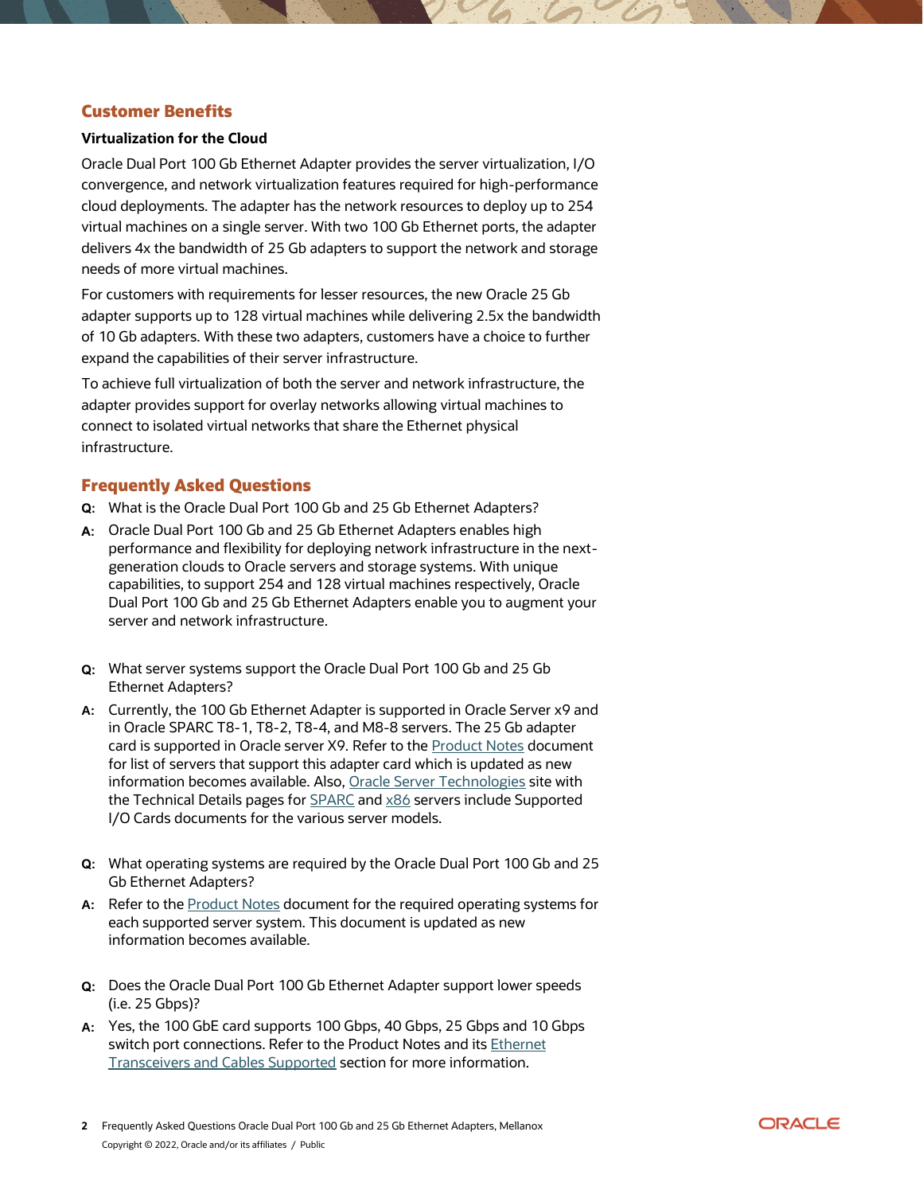## Customer Benefits

### Virtualization for the Cloud

Oracle Dual Port 100 Gb Ethernet Adapter provides the server virtualization, I/O convergence, and network virtualization features required for high-performance cloud deployments. The adapter has the network resources to deploy up to 254 virtual machines on a single server. With two 100 Gb Ethernet ports, the adapter delivers 4x the bandwidth of 25 Gb adapters to support the network and storage needs of more virtual machines.

For customers with requirements for lesser resources, the new Oracle 25 Gb adapter supports up to 128 virtual machines while delivering 2.5x the bandwidth of 10 Gb adapters. With these two adapters, customers have a choice to further expand the capabilities of their server infrastructure.

To achieve full virtualization of both the server and network infrastructure, the adapter provides support for overlay networks allowing virtual machines to connect to isolated virtual networks that share the Ethernet physical infrastructure.

## Frequently Asked Questions

**Q:** What is the Oracle Dual Port 100 Gb and 25 Gb Ethernet Adapters?

**A:** Oracle Dual Port 100 Gb and 25 Gb Ethernet Adapters enables high performance and flexibility for deploying network infrastructure in the next-generation clouds to Oracle servers and storage systems. With unique capabilities, to support 254 and 128 virtual machines respectively, Oracle Dual Port 100 Gb and 25 Gb Ethernet Adapters enable you to augment your server and network infrastructure.

**Q:** What server systems support the Oracle Dual Port 100 Gb and 25 Gb Ethernet Adapters?

**A:** Currently, the 100 Gb Ethernet Adapter is supported in Oracle Server x9 and in Oracle SPARC T8-1, T8-2, T8-4, and M8-8 servers. The 25 Gb adapter card is supported in Oracle server X9. Refer to the Product Notes document for list of servers that support this adapter card which is updated as new information becomes available. Also, Oracle Server Technologies site with the Technical Details pages for SPARC and x86 servers include Supported I/O Cards documents for the various server models.

**Q:** What operating systems are required by the Oracle Dual Port 100 Gb and 25 Gb Ethernet Adapters?

**A:** Refer to the Product Notes document for the required operating systems for each supported server system. This document is updated as new information becomes available.

**Q:** Does the Oracle Dual Port 100 Gb Ethernet Adapter support lower speeds (i.e. 25 Gbps)?

**A:** Yes, the 100 GbE card supports 100 Gbps, 40 Gbps, 25 Gbps and 10 Gbps switch port connections. Refer to the Product Notes and its Ethernet Transceivers and Cables Supported section for more information.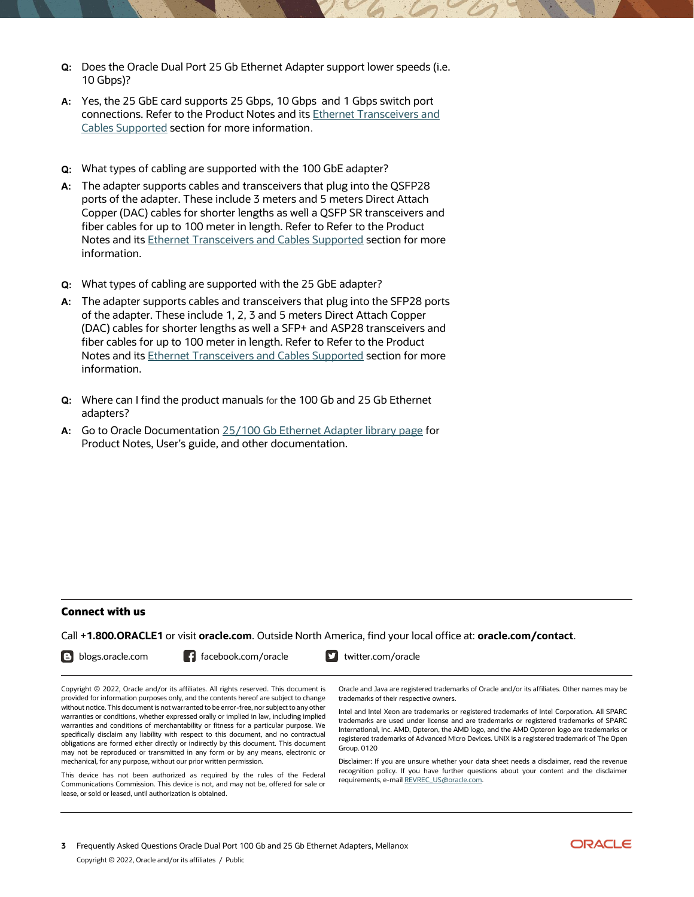**Q:** Does the Oracle Dual Port 25 Gb Ethernet Adapter support lower speeds (i.e. 10 Gbps)?

**A:** Yes, the 25 GbE card supports 25 Gbps, 10 Gbps and 1 Gbps switch port connections. Refer to the Product Notes and its [Ethernet Transceivers and Cables Supported]() section for more information.

**Q:** What types of cabling are supported with the 100 GbE adapter?

**A:** The adapter supports cables and transceivers that plug into the QSFP28 ports of the adapter. These include 3 meters and 5 meters Direct Attach Copper (DAC) cables for shorter lengths as well a QSFP SR transceivers and fiber cables for up to 100 meter in length. Refer to Refer to the Product Notes and its [Ethernet Transceivers and Cables Supported]() section for more information.

**Q:** What types of cabling are supported with the 25 GbE adapter?

**A:** The adapter supports cables and transceivers that plug into the SFP28 ports of the adapter. These include 1, 2, 3 and 5 meters Direct Attach Copper (DAC) cables for shorter lengths as well a SFP+ and ASP28 transceivers and fiber cables for up to 100 meter in length. Refer to Refer to the Product Notes and its [Ethernet Transceivers and Cables Supported]() section for more information.

**Q:** Where can I find the product manuals for the 100 Gb and 25 Gb Ethernet adapters?

**A:** Go to Oracle Documentation [25/100 Gb Ethernet Adapter library page]() for Product Notes, User's guide, and other documentation.

**Connect with us**

Call +**1.800.ORACLE1** or visit **oracle.com**. Outside North America, find your local office at: **oracle.com/contact**.

blogs.oracle.com    facebook.com/oracle    twitter.com/oracle

Copyright © 2022, Oracle and/or its affiliates. All rights reserved. This document is provided for information purposes only, and the contents hereof are subject to change without notice. This document is not warranted to be error-free, nor subject to any other warranties or conditions, whether expressed orally or implied in law, including implied warranties and conditions of merchantability or fitness for a particular purpose. We specifically disclaim any liability with respect to this document, and no contractual obligations are formed either directly or indirectly by this document. This document may not be reproduced or transmitted in any form or by any means, electronic or mechanical, for any purpose, without our prior written permission.

This device has not been authorized as required by the rules of the Federal Communications Commission. This device is not, and may not be, offered for sale or lease, or sold or leased, until authorization is obtained.

Oracle and Java are registered trademarks of Oracle and/or its affiliates. Other names may be trademarks of their respective owners.

Intel and Intel Xeon are trademarks or registered trademarks of Intel Corporation. All SPARC trademarks are used under license and are trademarks or registered trademarks of SPARC International, Inc. AMD, Opteron, the AMD logo, and the AMD Opteron logo are trademarks or registered trademarks of Advanced Micro Devices. UNIX is a registered trademark of The Open Group. 0120

Disclaimer: If you are unsure whether your data sheet needs a disclaimer, read the revenue recognition policy. If you have further questions about your content and the disclaimer requirements, e-mail REVREC_US@oracle.com.